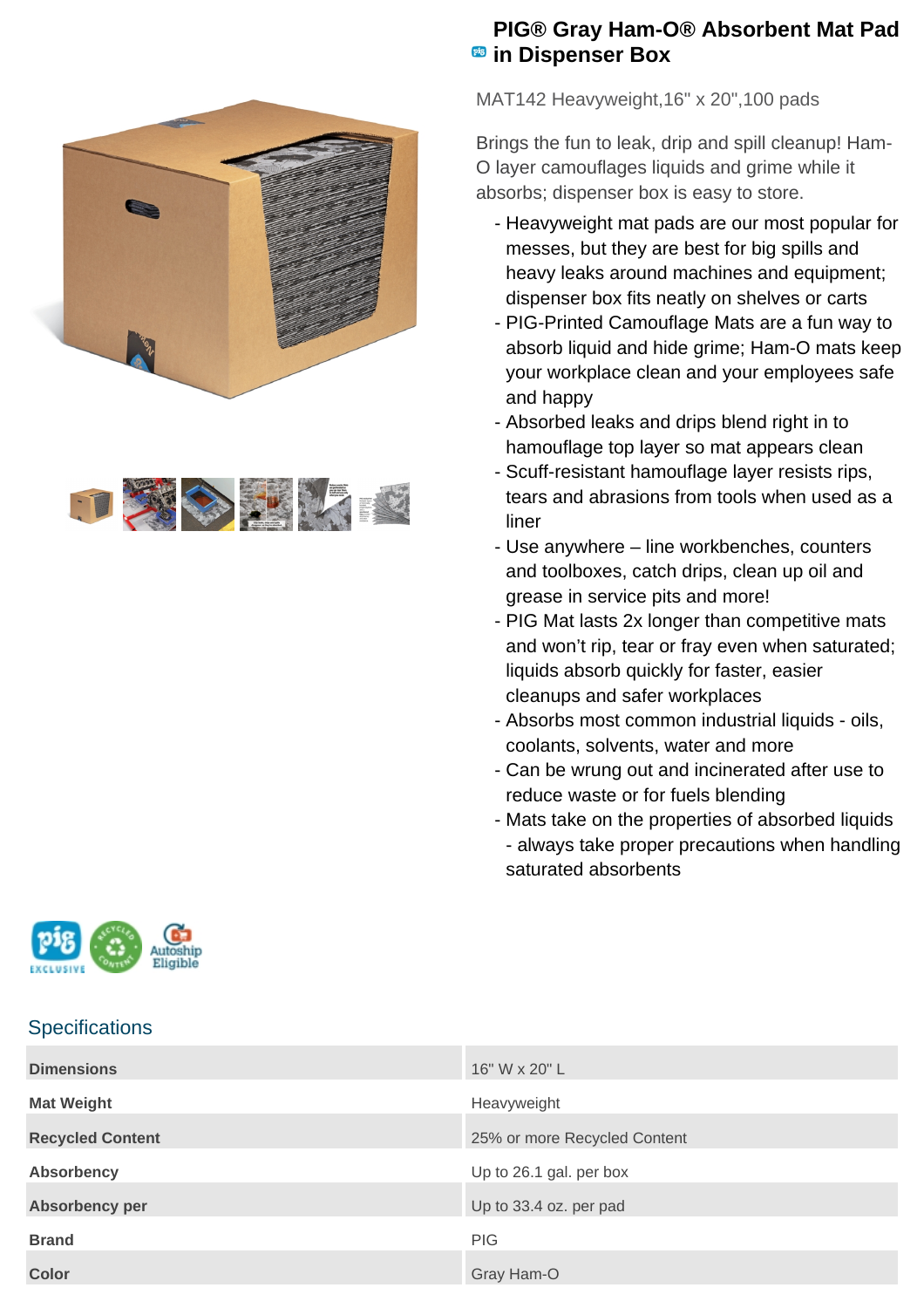# PIG® Gray Ham-O® Absorbent Mat Pad in Dispenser Box

MAT142 Heavyweight,16" x 20",100 pads

Brings the fun to leak, drip and spill cleanup! Ham-O layer camouflages liquids and grime while it absorbs; dispenser box is easy to store.

- Heavyweight mat pads are our most popular for messes, but they are best for big spills and heavy leaks around machines and equipment; dispenser box fits neatly on shelves or carts
- PIG-Printed Camouflage Mats are a fun way to absorb liquid and hide grime; Ham-O mats keep your workplace clean and your employees safe and happy
- Absorbed leaks and drips blend right in to hamouflage top layer so mat appears clean
- Scuff-resistant hamouflage layer resists rips, tears and abrasions from tools when used as a liner
- Use anywhere – line workbenches, counters and toolboxes, catch drips, clean up oil and grease in service pits and more!
- PIG Mat lasts 2x longer than competitive mats and won't rip, tear or fray even when saturated; liquids absorb quickly for faster, easier cleanups and safer workplaces
- Absorbs most common industrial liquids - oils, coolants, solvents, water and more
- Can be wrung out and incinerated after use to reduce waste or for fuels blending
- Mats take on the properties of absorbed liquids - always take proper precautions when handling saturated absorbents

## Specifications

| | |
|---|---|
| **Dimensions** | 16" W x 20" L |
| **Mat Weight** | Heavyweight |
| **Recycled Content** | 25% or more Recycled Content |
| **Absorbency** | Up to 26.1 gal. per box |
| **Absorbency per** | Up to 33.4 oz. per pad |
| **Brand** | PIG |
| **Color** | Gray Ham-O |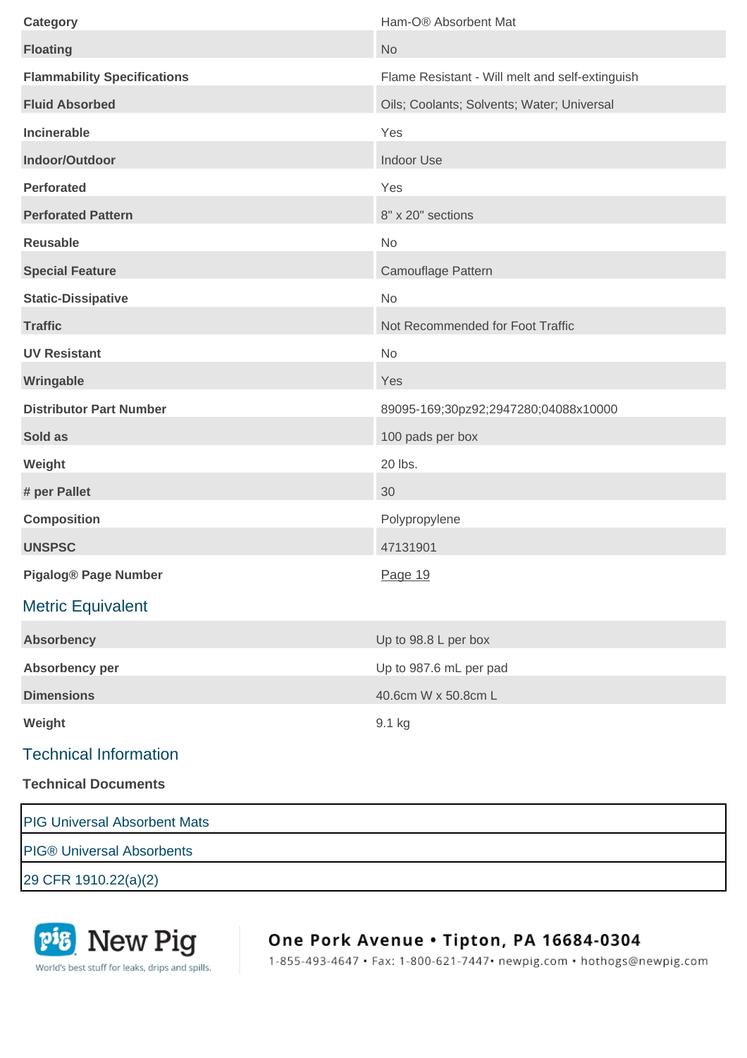| | |
|---|---|
| **Category** | Ham-O® Absorbent Mat |
| **Floating** | No |
| **Flammability Specifications** | Flame Resistant - Will melt and self-extinguish |
| **Fluid Absorbed** | Oils; Coolants; Solvents; Water; Universal |
| **Incinerable** | Yes |
| **Indoor/Outdoor** | Indoor Use |
| **Perforated** | Yes |
| **Perforated Pattern** | 8" x 20" sections |
| **Reusable** | No |
| **Special Feature** | Camouflage Pattern |
| **Static-Dissipative** | No |
| **Traffic** | Not Recommended for Foot Traffic |
| **UV Resistant** | No |
| **Wringable** | Yes |
| **Distributor Part Number** | 89095-169;30pz92;2947280;04088x10000 |
| **Sold as** | 100 pads per box |
| **Weight** | 20 lbs. |
| **# per Pallet** | 30 |
| **Composition** | Polypropylene |
| **UNSPSC** | 47131901 |
| **Pigalog® Page Number** | Page 19 |

## Metric Equivalent

| | |
|---|---|
| **Absorbency** | Up to 98.8 L per box |
| **Absorbency per** | Up to 987.6 mL per pad |
| **Dimensions** | 40.6cm W x 50.8cm L |
| **Weight** | 9.1 kg |

## Technical Information

### Technical Documents

| |
|---|
| PIG Universal Absorbent Mats |
| PIG® Universal Absorbents |
| 29 CFR 1910.22(a)(2) |

New Pig
World's best stuff for leaks, drips and spills.

**One Pork Avenue • Tipton, PA 16684-0304**
1-855-493-4647 • Fax: 1-800-621-7447• newpig.com • hothogs@newpig.com